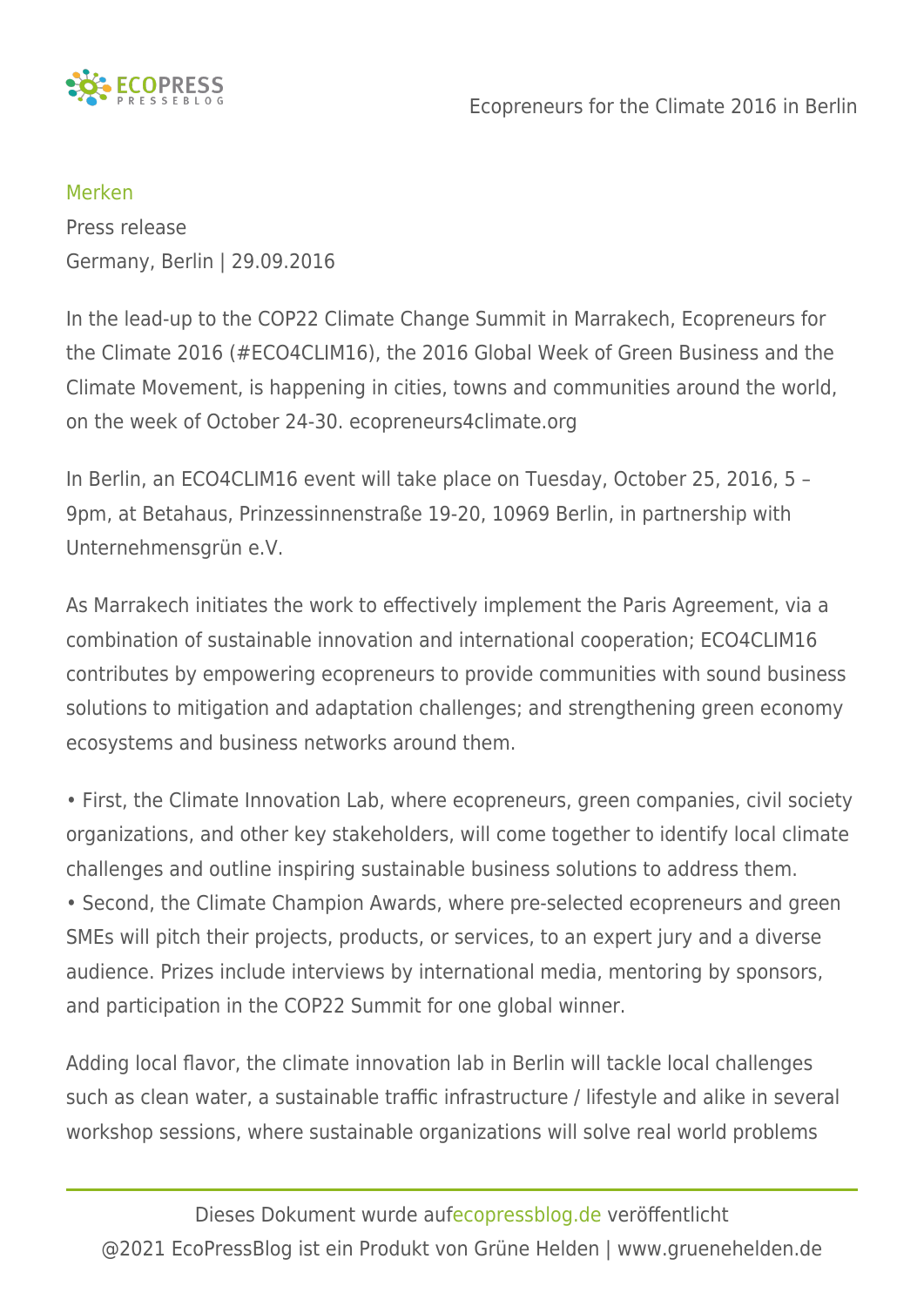Merken

Press release

Germany, Berlin | 29.09.2016

In the lead-up to the COP22 Climate Change Summit in Marrakech, Ecopreneurs for the Climate 2016 (#ECO4CLIM16), the 2016 Global Week of Green Business and the Climate Movement, is happening in cities, towns and communities around the world, on the week of October 24-30. ecopreneurs4climate.org

In Berlin, an ECO4CLIM16 event will take place on Tuesday, October 25, 2016, 5 – 9pm, at Betahaus, Prinzessinnenstraße 19-20, 10969 Berlin, in partnership with Unternehmensgrün e.V.

As Marrakech initiates the work to effectively implement the Paris Agreement, via a combination of sustainable innovation and international cooperation; ECO4CLIM16 contributes by empowering ecopreneurs to provide communities with sound business solutions to mitigation and adaptation challenges; and strengthening green economy ecosystems and business networks around them.

- First, the Climate Innovation Lab, where ecopreneurs, green companies, civil society organizations, and other key stakeholders, will come together to identify local climate challenges and outline inspiring sustainable business solutions to address them.
- Second, the Climate Champion Awards, where pre-selected ecopreneurs and green SMEs will pitch their projects, products, or services, to an expert jury and a diverse audience. Prizes include interviews by international media, mentoring by sponsors, and participation in the COP22 Summit for one global winner.

Adding local flavor, the climate innovation lab in Berlin will tackle local challenges such as clean water, a sustainable traffic infrastructure / lifestyle and alike in several workshop sessions, where sustainable organizations will solve real world problems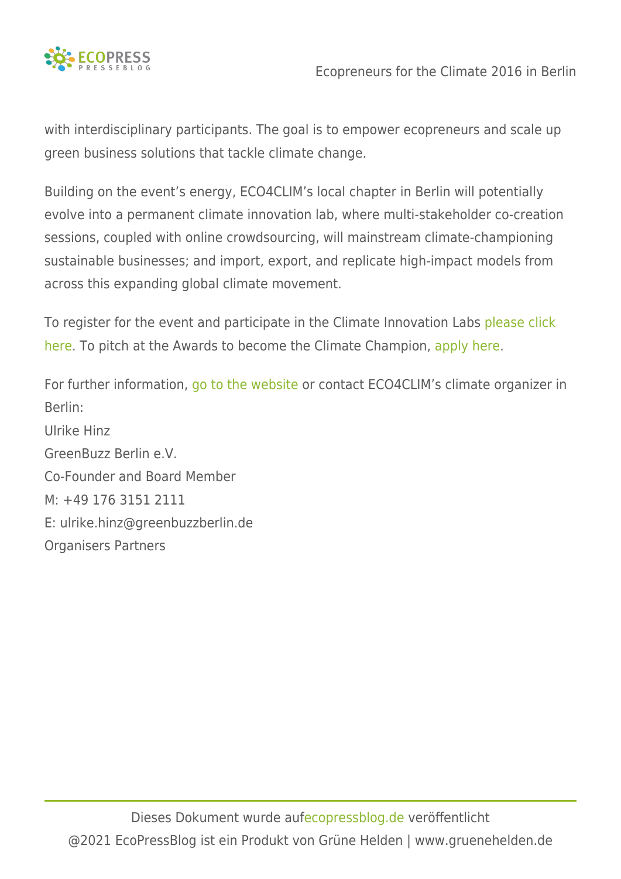with interdisciplinary participants. The goal is to empower ecopreneurs and scale up green business solutions that tackle climate change.

Building on the event's energy, ECO4CLIM's local chapter in Berlin will potentially evolve into a permanent climate innovation lab, where multi-stakeholder co-creation sessions, coupled with online crowdsourcing, will mainstream climate-championing sustainable businesses; and import, export, and replicate high-impact models from across this expanding global climate movement.

To register for the event and participate in the Climate Innovation Labs please click here. To pitch at the Awards to become the Climate Champion, apply here.

For further information, go to the website or contact ECO4CLIM's climate organizer in Berlin:
Ulrike Hinz
GreenBuzz Berlin e.V.
Co-Founder and Board Member
M: +49 176 3151 2111
E: ulrike.hinz@greenbuzzberlin.de
Organisers Partners